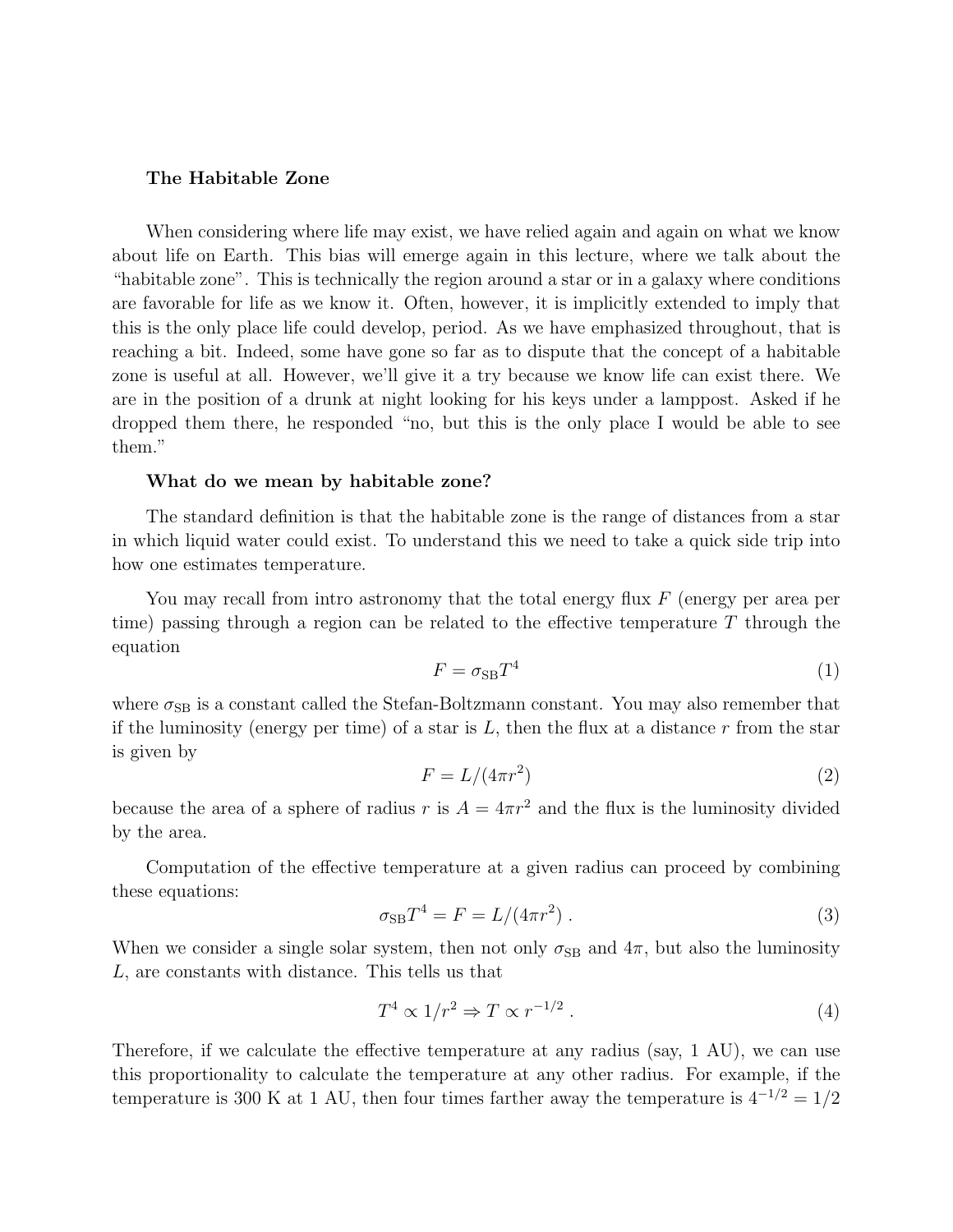## The Habitable Zone

When considering where life may exist, we have relied again and again on what we know about life on Earth. This bias will emerge again in this lecture, where we talk about the "habitable zone". This is technically the region around a star or in a galaxy where conditions are favorable for life as we know it. Often, however, it is implicitly extended to imply that this is the only place life could develop, period. As we have emphasized throughout, that is reaching a bit. Indeed, some have gone so far as to dispute that the concept of a habitable zone is useful at all. However, we'll give it a try because we know life can exist there. We are in the position of a drunk at night looking for his keys under a lamppost. Asked if he dropped them there, he responded "no, but this is the only place I would be able to see them."

### What do we mean by habitable zone?

The standard definition is that the habitable zone is the range of distances from a star in which liquid water could exist. To understand this we need to take a quick side trip into how one estimates temperature.

You may recall from intro astronomy that the total energy flux $F$ (energy per area per time) passing through a region can be related to the effective temperature $T$ through the equation

$$F = \sigma_{\rm SB} T^4 \tag{1}$$

where $\sigma_{\rm SB}$ is a constant called the Stefan-Boltzmann constant. You may also remember that if the luminosity (energy per time) of a star is $L$, then the flux at a distance $r$ from the star is given by

$$F = L/(4\pi r^2) \tag{2}$$

because the area of a sphere of radius $r$ is $A = 4\pi r^2$ and the flux is the luminosity divided by the area.

Computation of the effective temperature at a given radius can proceed by combining these equations:

$$\sigma_{\rm SB} T^4 = F = L/(4\pi r^2) \; . \tag{3}$$

When we consider a single solar system, then not only $\sigma_{\rm SB}$ and $4\pi$, but also the luminosity $L$, are constants with distance. This tells us that

$$T^4 \propto 1/r^2 \Rightarrow T \propto r^{-1/2} \; . \tag{4}$$

Therefore, if we calculate the effective temperature at any radius (say, 1 AU), we can use this proportionality to calculate the temperature at any other radius. For example, if the temperature is 300 K at 1 AU, then four times farther away the temperature is $4^{-1/2} = 1/2$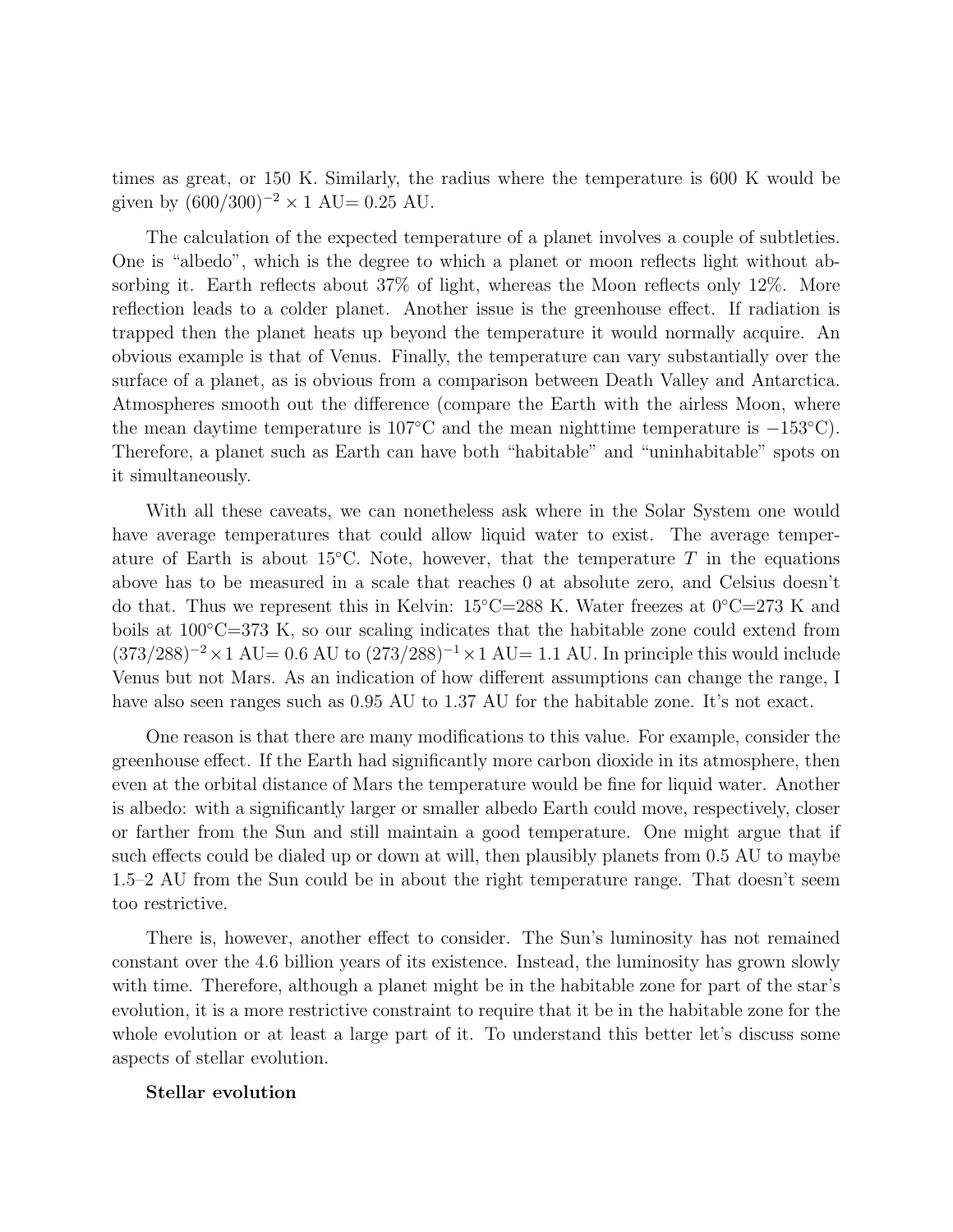times as great, or 150 K. Similarly, the radius where the temperature is 600 K would be given by $(600/300)^{-2} \times 1$ AU= 0.25 AU.

The calculation of the expected temperature of a planet involves a couple of subtleties. One is "albedo", which is the degree to which a planet or moon reflects light without absorbing it. Earth reflects about 37% of light, whereas the Moon reflects only 12%. More reflection leads to a colder planet. Another issue is the greenhouse effect. If radiation is trapped then the planet heats up beyond the temperature it would normally acquire. An obvious example is that of Venus. Finally, the temperature can vary substantially over the surface of a planet, as is obvious from a comparison between Death Valley and Antarctica. Atmospheres smooth out the difference (compare the Earth with the airless Moon, where the mean daytime temperature is 107°C and the mean nighttime temperature is −153°C). Therefore, a planet such as Earth can have both "habitable" and "uninhabitable" spots on it simultaneously.

With all these caveats, we can nonetheless ask where in the Solar System one would have average temperatures that could allow liquid water to exist. The average temperature of Earth is about 15°C. Note, however, that the temperature $T$ in the equations above has to be measured in a scale that reaches 0 at absolute zero, and Celsius doesn't do that. Thus we represent this in Kelvin: 15°C=288 K. Water freezes at 0°C=273 K and boils at 100°C=373 K, so our scaling indicates that the habitable zone could extend from $(373/288)^{-2} \times 1$ AU= 0.6 AU to $(273/288)^{-1} \times 1$ AU= 1.1 AU. In principle this would include Venus but not Mars. As an indication of how different assumptions can change the range, I have also seen ranges such as 0.95 AU to 1.37 AU for the habitable zone. It's not exact.

One reason is that there are many modifications to this value. For example, consider the greenhouse effect. If the Earth had significantly more carbon dioxide in its atmosphere, then even at the orbital distance of Mars the temperature would be fine for liquid water. Another is albedo: with a significantly larger or smaller albedo Earth could move, respectively, closer or farther from the Sun and still maintain a good temperature. One might argue that if such effects could be dialed up or down at will, then plausibly planets from 0.5 AU to maybe 1.5–2 AU from the Sun could be in about the right temperature range. That doesn't seem too restrictive.

There is, however, another effect to consider. The Sun's luminosity has not remained constant over the 4.6 billion years of its existence. Instead, the luminosity has grown slowly with time. Therefore, although a planet might be in the habitable zone for part of the star's evolution, it is a more restrictive constraint to require that it be in the habitable zone for the whole evolution or at least a large part of it. To understand this better let's discuss some aspects of stellar evolution.

**Stellar evolution**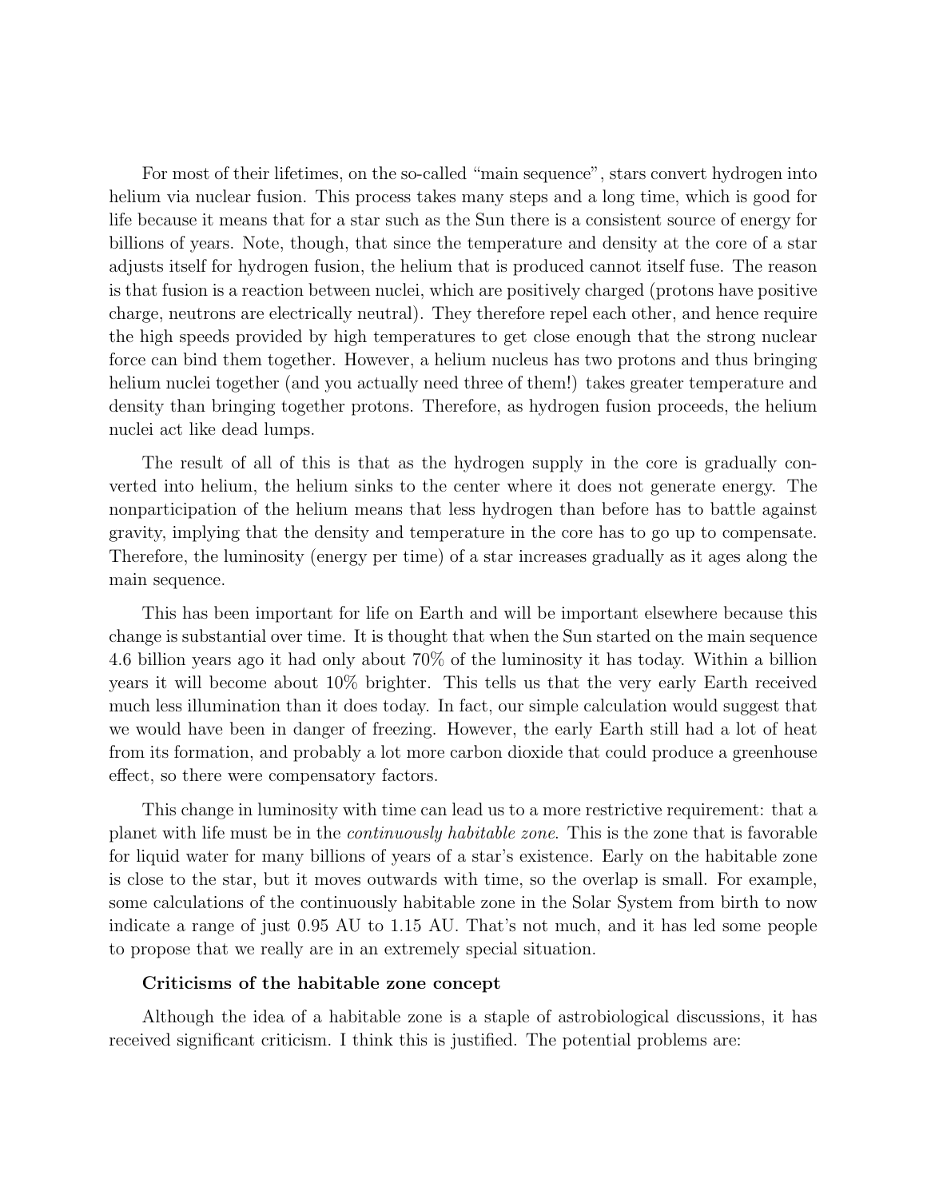For most of their lifetimes, on the so-called "main sequence", stars convert hydrogen into helium via nuclear fusion. This process takes many steps and a long time, which is good for life because it means that for a star such as the Sun there is a consistent source of energy for billions of years. Note, though, that since the temperature and density at the core of a star adjusts itself for hydrogen fusion, the helium that is produced cannot itself fuse. The reason is that fusion is a reaction between nuclei, which are positively charged (protons have positive charge, neutrons are electrically neutral). They therefore repel each other, and hence require the high speeds provided by high temperatures to get close enough that the strong nuclear force can bind them together. However, a helium nucleus has two protons and thus bringing helium nuclei together (and you actually need three of them!) takes greater temperature and density than bringing together protons. Therefore, as hydrogen fusion proceeds, the helium nuclei act like dead lumps.

The result of all of this is that as the hydrogen supply in the core is gradually converted into helium, the helium sinks to the center where it does not generate energy. The nonparticipation of the helium means that less hydrogen than before has to battle against gravity, implying that the density and temperature in the core has to go up to compensate. Therefore, the luminosity (energy per time) of a star increases gradually as it ages along the main sequence.

This has been important for life on Earth and will be important elsewhere because this change is substantial over time. It is thought that when the Sun started on the main sequence 4.6 billion years ago it had only about 70% of the luminosity it has today. Within a billion years it will become about 10% brighter. This tells us that the very early Earth received much less illumination than it does today. In fact, our simple calculation would suggest that we would have been in danger of freezing. However, the early Earth still had a lot of heat from its formation, and probably a lot more carbon dioxide that could produce a greenhouse effect, so there were compensatory factors.

This change in luminosity with time can lead us to a more restrictive requirement: that a planet with life must be in the *continuously habitable zone*. This is the zone that is favorable for liquid water for many billions of years of a star's existence. Early on the habitable zone is close to the star, but it moves outwards with time, so the overlap is small. For example, some calculations of the continuously habitable zone in the Solar System from birth to now indicate a range of just 0.95 AU to 1.15 AU. That's not much, and it has led some people to propose that we really are in an extremely special situation.

**Criticisms of the habitable zone concept**

Although the idea of a habitable zone is a staple of astrobiological discussions, it has received significant criticism. I think this is justified. The potential problems are: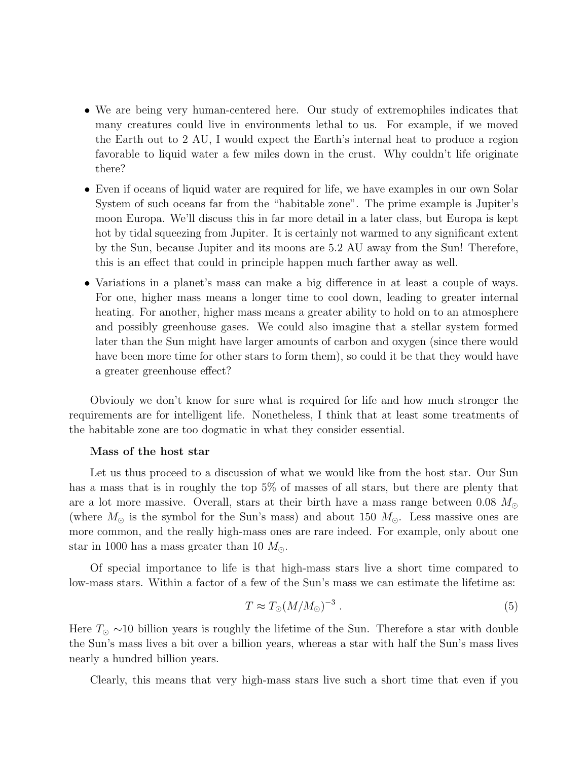- We are being very human-centered here. Our study of extremophiles indicates that many creatures could live in environments lethal to us. For example, if we moved the Earth out to 2 AU, I would expect the Earth's internal heat to produce a region favorable to liquid water a few miles down in the crust. Why couldn't life originate there?
- Even if oceans of liquid water are required for life, we have examples in our own Solar System of such oceans far from the "habitable zone". The prime example is Jupiter's moon Europa. We'll discuss this in far more detail in a later class, but Europa is kept hot by tidal squeezing from Jupiter. It is certainly not warmed to any significant extent by the Sun, because Jupiter and its moons are 5.2 AU away from the Sun! Therefore, this is an effect that could in principle happen much farther away as well.
- Variations in a planet's mass can make a big difference in at least a couple of ways. For one, higher mass means a longer time to cool down, leading to greater internal heating. For another, higher mass means a greater ability to hold on to an atmosphere and possibly greenhouse gases. We could also imagine that a stellar system formed later than the Sun might have larger amounts of carbon and oxygen (since there would have been more time for other stars to form them), so could it be that they would have a greater greenhouse effect?

Obviouly we don't know for sure what is required for life and how much stronger the requirements are for intelligent life. Nonetheless, I think that at least some treatments of the habitable zone are too dogmatic in what they consider essential.

**Mass of the host star**

Let us thus proceed to a discussion of what we would like from the host star. Our Sun has a mass that is in roughly the top 5% of masses of all stars, but there are plenty that are a lot more massive. Overall, stars at their birth have a mass range between 0.08 $M_\odot$ (where $M_\odot$ is the symbol for the Sun's mass) and about 150 $M_\odot$. Less massive ones are more common, and the really high-mass ones are rare indeed. For example, only about one star in 1000 has a mass greater than 10 $M_\odot$.

Of special importance to life is that high-mass stars live a short time compared to low-mass stars. Within a factor of a few of the Sun's mass we can estimate the lifetime as:

$$T \approx T_\odot (M/M_\odot)^{-3} \ . \tag{5}$$

Here $T_\odot \sim$10 billion years is roughly the lifetime of the Sun. Therefore a star with double the Sun's mass lives a bit over a billion years, whereas a star with half the Sun's mass lives nearly a hundred billion years.

Clearly, this means that very high-mass stars live such a short time that even if you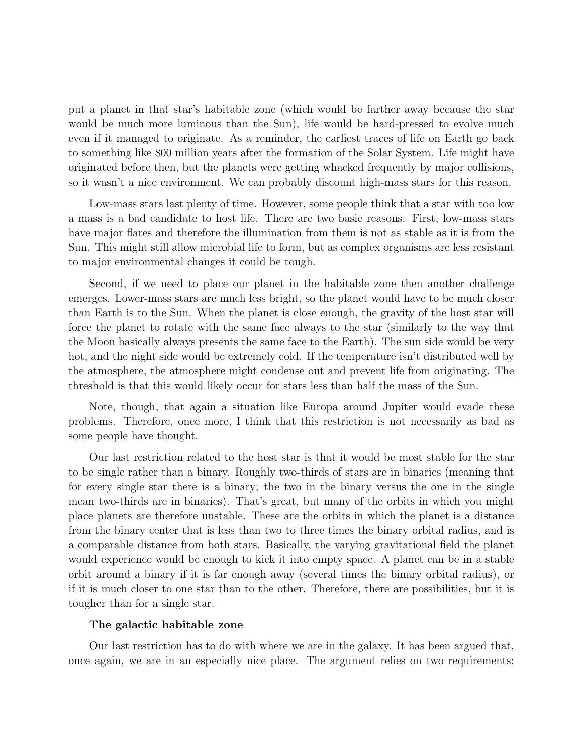put a planet in that star's habitable zone (which would be farther away because the star would be much more luminous than the Sun), life would be hard-pressed to evolve much even if it managed to originate. As a reminder, the earliest traces of life on Earth go back to something like 800 million years after the formation of the Solar System. Life might have originated before then, but the planets were getting whacked frequently by major collisions, so it wasn't a nice environment. We can probably discount high-mass stars for this reason.

Low-mass stars last plenty of time. However, some people think that a star with too low a mass is a bad candidate to host life. There are two basic reasons. First, low-mass stars have major flares and therefore the illumination from them is not as stable as it is from the Sun. This might still allow microbial life to form, but as complex organisms are less resistant to major environmental changes it could be tough.

Second, if we need to place our planet in the habitable zone then another challenge emerges. Lower-mass stars are much less bright, so the planet would have to be much closer than Earth is to the Sun. When the planet is close enough, the gravity of the host star will force the planet to rotate with the same face always to the star (similarly to the way that the Moon basically always presents the same face to the Earth). The sun side would be very hot, and the night side would be extremely cold. If the temperature isn't distributed well by the atmosphere, the atmosphere might condense out and prevent life from originating. The threshold is that this would likely occur for stars less than half the mass of the Sun.

Note, though, that again a situation like Europa around Jupiter would evade these problems. Therefore, once more, I think that this restriction is not necessarily as bad as some people have thought.

Our last restriction related to the host star is that it would be most stable for the star to be single rather than a binary. Roughly two-thirds of stars are in binaries (meaning that for every single star there is a binary; the two in the binary versus the one in the single mean two-thirds are in binaries). That's great, but many of the orbits in which you might place planets are therefore unstable. These are the orbits in which the planet is a distance from the binary center that is less than two to three times the binary orbital radius, and is a comparable distance from both stars. Basically, the varying gravitational field the planet would experience would be enough to kick it into empty space. A planet can be in a stable orbit around a binary if it is far enough away (several times the binary orbital radius), or if it is much closer to one star than to the other. Therefore, there are possibilities, but it is tougher than for a single star.

### The galactic habitable zone

Our last restriction has to do with where we are in the galaxy. It has been argued that, once again, we are in an especially nice place. The argument relies on two requirements: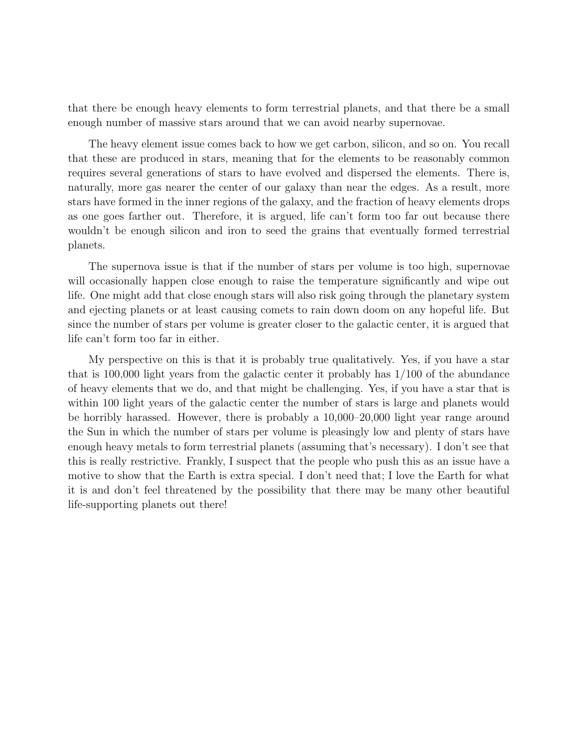that there be enough heavy elements to form terrestrial planets, and that there be a small enough number of massive stars around that we can avoid nearby supernovae.

The heavy element issue comes back to how we get carbon, silicon, and so on. You recall that these are produced in stars, meaning that for the elements to be reasonably common requires several generations of stars to have evolved and dispersed the elements. There is, naturally, more gas nearer the center of our galaxy than near the edges. As a result, more stars have formed in the inner regions of the galaxy, and the fraction of heavy elements drops as one goes farther out. Therefore, it is argued, life can't form too far out because there wouldn't be enough silicon and iron to seed the grains that eventually formed terrestrial planets.

The supernova issue is that if the number of stars per volume is too high, supernovae will occasionally happen close enough to raise the temperature significantly and wipe out life. One might add that close enough stars will also risk going through the planetary system and ejecting planets or at least causing comets to rain down doom on any hopeful life. But since the number of stars per volume is greater closer to the galactic center, it is argued that life can't form too far in either.

My perspective on this is that it is probably true qualitatively. Yes, if you have a star that is 100,000 light years from the galactic center it probably has 1/100 of the abundance of heavy elements that we do, and that might be challenging. Yes, if you have a star that is within 100 light years of the galactic center the number of stars is large and planets would be horribly harassed. However, there is probably a 10,000–20,000 light year range around the Sun in which the number of stars per volume is pleasingly low and plenty of stars have enough heavy metals to form terrestrial planets (assuming that's necessary). I don't see that this is really restrictive. Frankly, I suspect that the people who push this as an issue have a motive to show that the Earth is extra special. I don't need that; I love the Earth for what it is and don't feel threatened by the possibility that there may be many other beautiful life-supporting planets out there!